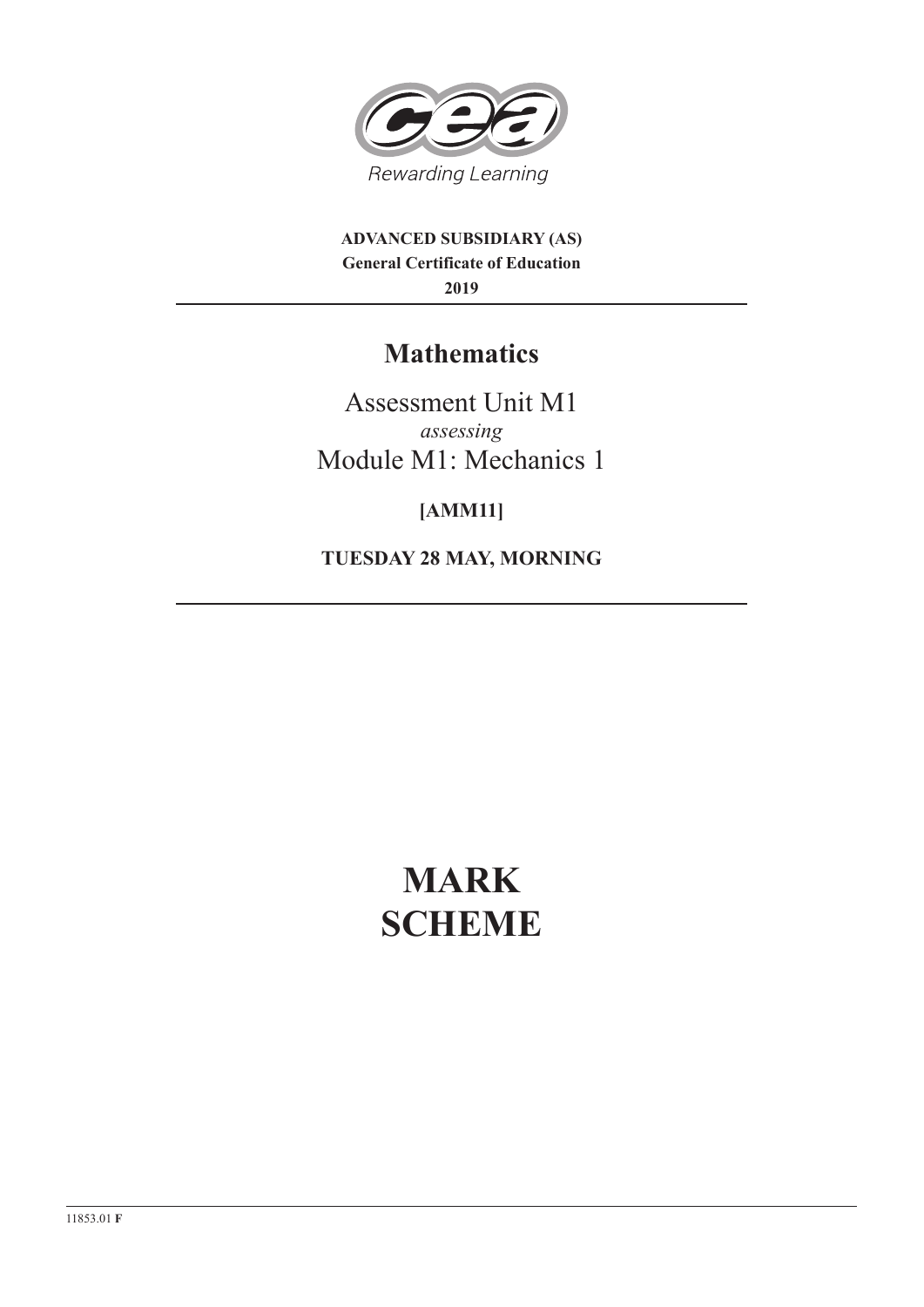Rewarding Learning

**ADVANCED SUBSIDIARY (AS)**
**General Certificate of Education**
**2019**

# Mathematics

Assessment Unit M1
*assessing*
Module M1: Mechanics 1

**[AMM11]**

**TUESDAY 28 MAY, MORNING**

# MARK SCHEME

11853.01 **F**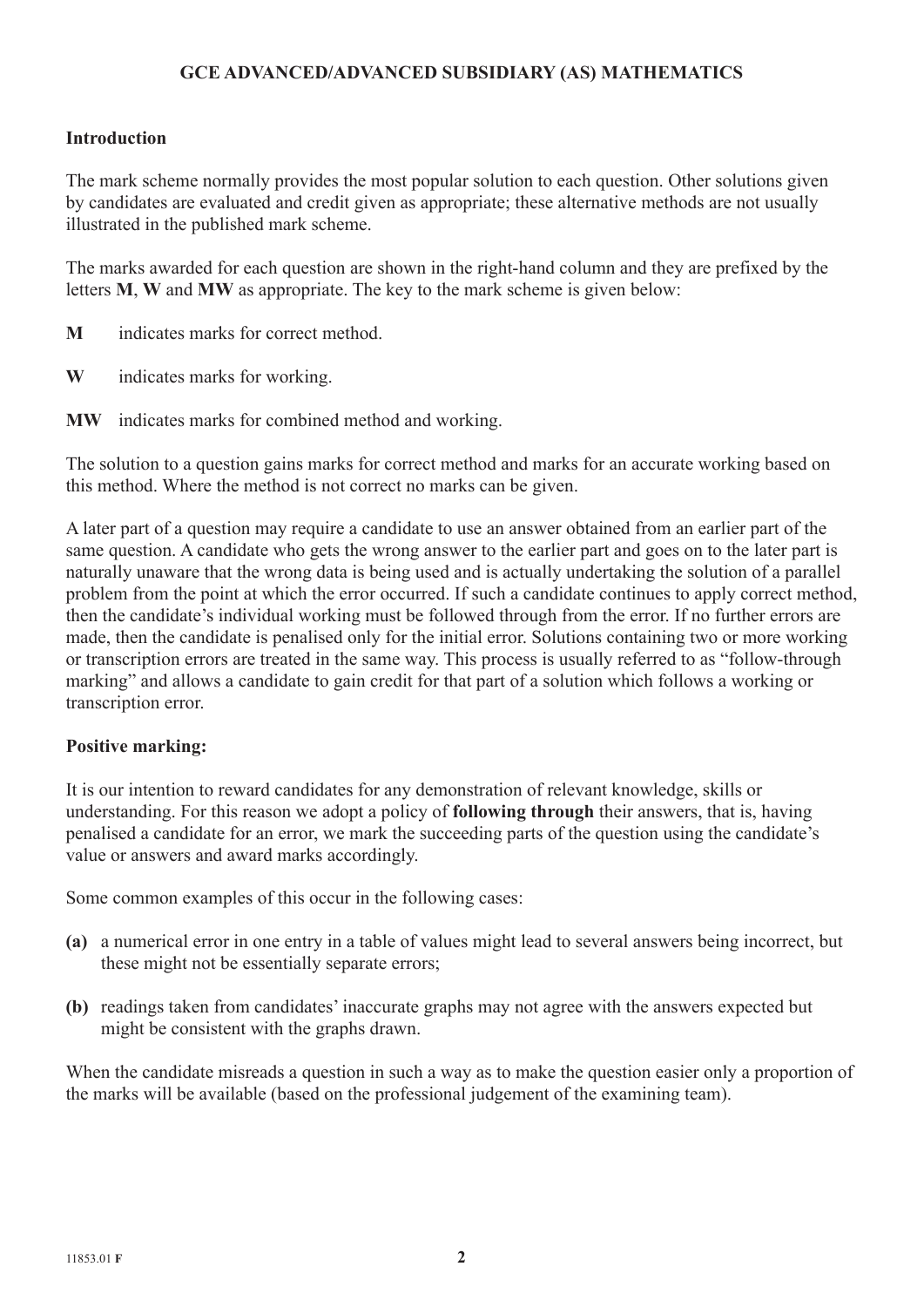# GCE ADVANCED/ADVANCED SUBSIDIARY (AS) MATHEMATICS

## Introduction

The mark scheme normally provides the most popular solution to each question. Other solutions given by candidates are evaluated and credit given as appropriate; these alternative methods are not usually illustrated in the published mark scheme.

The marks awarded for each question are shown in the right-hand column and they are prefixed by the letters **M**, **W** and **MW** as appropriate. The key to the mark scheme is given below:

**M** indicates marks for correct method.

**W** indicates marks for working.

**MW** indicates marks for combined method and working.

The solution to a question gains marks for correct method and marks for an accurate working based on this method. Where the method is not correct no marks can be given.

A later part of a question may require a candidate to use an answer obtained from an earlier part of the same question. A candidate who gets the wrong answer to the earlier part and goes on to the later part is naturally unaware that the wrong data is being used and is actually undertaking the solution of a parallel problem from the point at which the error occurred. If such a candidate continues to apply correct method, then the candidate's individual working must be followed through from the error. If no further errors are made, then the candidate is penalised only for the initial error. Solutions containing two or more working or transcription errors are treated in the same way. This process is usually referred to as "follow-through marking" and allows a candidate to gain credit for that part of a solution which follows a working or transcription error.

## Positive marking:

It is our intention to reward candidates for any demonstration of relevant knowledge, skills or understanding. For this reason we adopt a policy of **following through** their answers, that is, having penalised a candidate for an error, we mark the succeeding parts of the question using the candidate's value or answers and award marks accordingly.

Some common examples of this occur in the following cases:

**(a)** a numerical error in one entry in a table of values might lead to several answers being incorrect, but these might not be essentially separate errors;

**(b)** readings taken from candidates' inaccurate graphs may not agree with the answers expected but might be consistent with the graphs drawn.

When the candidate misreads a question in such a way as to make the question easier only a proportion of the marks will be available (based on the professional judgement of the examining team).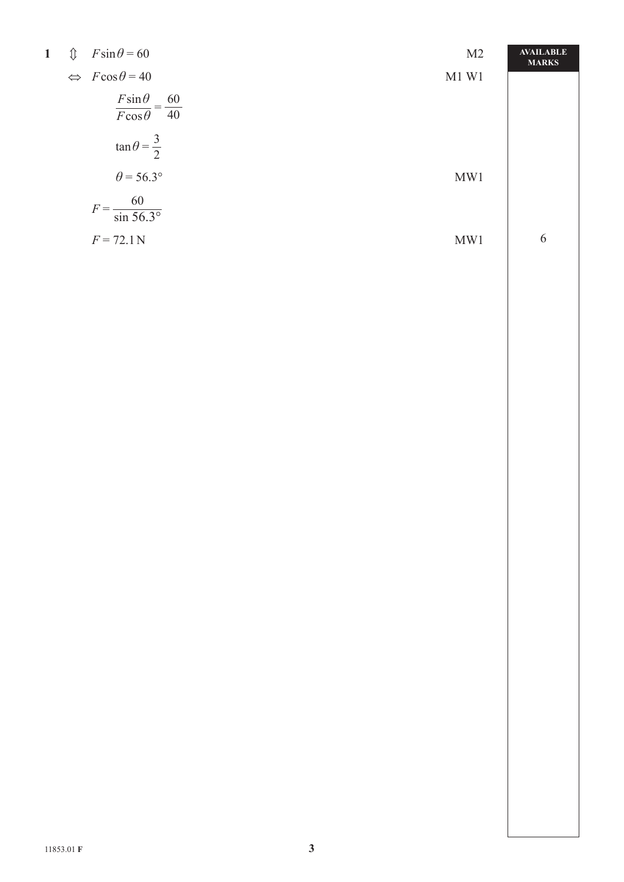| | | | AVAILABLE MARKS |
|---|---|---|---|
| **1** | $\Updownarrow$ $F\sin\theta = 60$ | M2 | |
| | $\Leftrightarrow$ $F\cos\theta = 40$ | M1 W1 | |
| | $\dfrac{F\sin\theta}{F\cos\theta} = \dfrac{60}{40}$ | | |
| | $\tan\theta = \dfrac{3}{2}$ | | |
| | $\theta = 56.3°$ | MW1 | |
| | $F = \dfrac{60}{\sin 56.3°}$ | | |
| | $F = 72.1\,\text{N}$ | MW1 | 6 |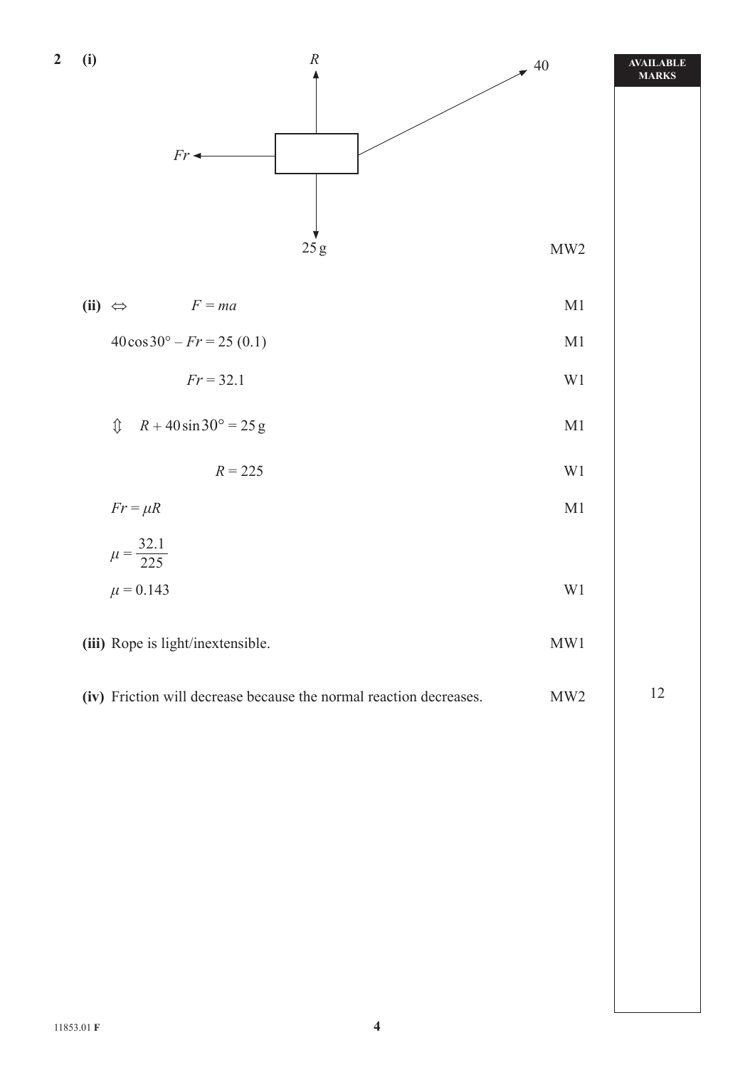**2 (i)**

$R$ (up), $Fr$ (left), $25\,g$ (down), $40$ (at angle, up-right) — MW2

**(ii)** $\Leftrightarrow \quad F = ma$ — M1

$40\cos 30° - Fr = 25\,(0.1)$ — M1

$Fr = 32.1$ — W1

$\Updownarrow \quad R + 40\sin 30° = 25\,g$ — M1

$R = 225$ — W1

$Fr = \mu R$ — M1

$\mu = \dfrac{32.1}{225}$

$\mu = 0.143$ — W1

**(iii)** Rope is light/inextensible. — MW1

**(iv)** Friction will decrease because the normal reaction decreases. — MW2

AVAILABLE MARKS: 12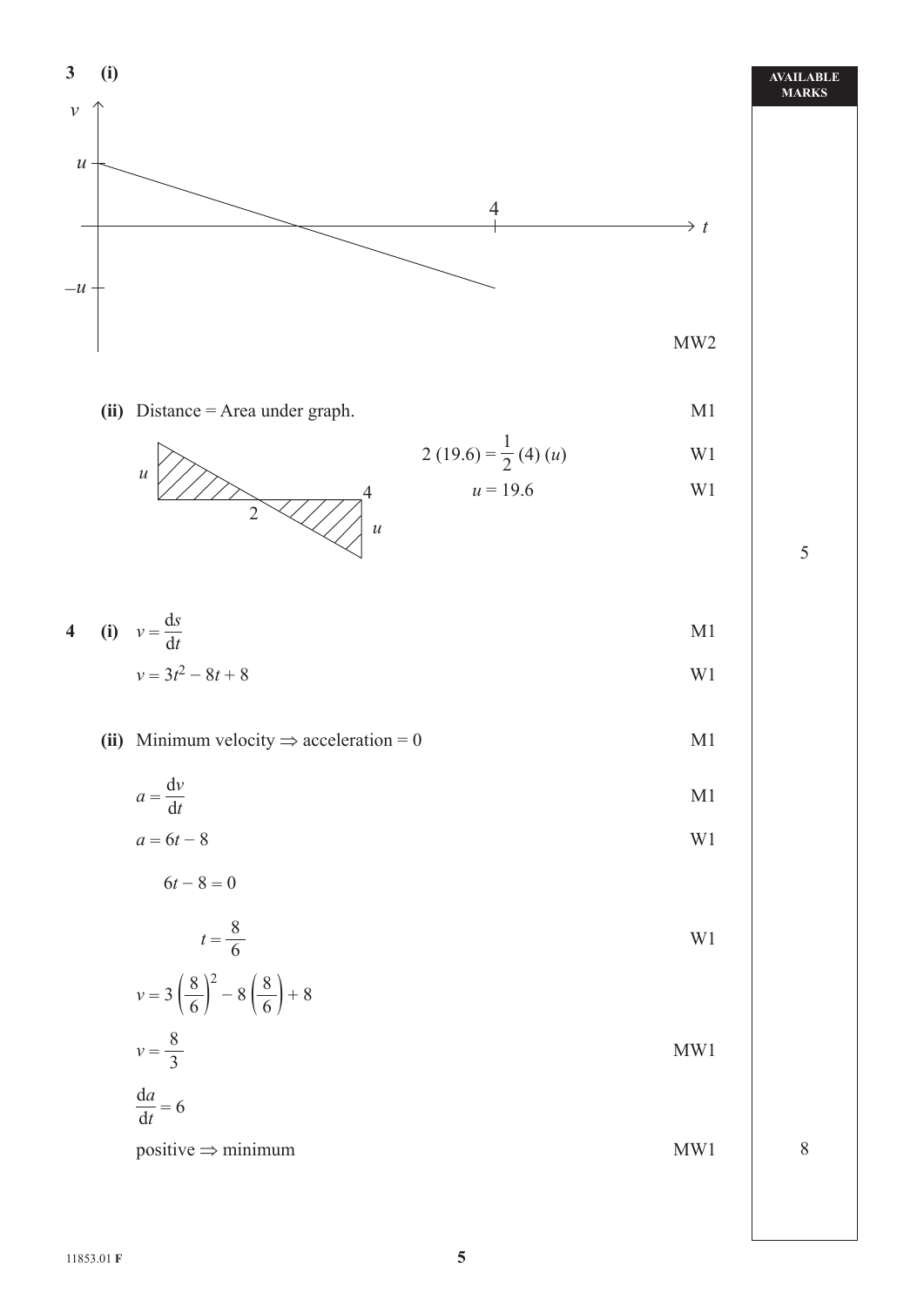**3 (i)**

MW2

**(ii)** Distance = Area under graph. M1

$$2\,(19.6) = \frac{1}{2}\,(4)\,(u)$$ W1

$$u = 19.6$$ W1

AVAILABLE MARKS: 5

**4 (i)** $v = \dfrac{\mathrm{d}s}{\mathrm{d}t}$ M1

$v = 3t^2 - 8t + 8$ W1

**(ii)** Minimum velocity $\Rightarrow$ acceleration = 0 M1

$a = \dfrac{\mathrm{d}v}{\mathrm{d}t}$ M1

$a = 6t - 8$ W1

$6t - 8 = 0$

$t = \dfrac{8}{6}$ W1

$v = 3\left(\dfrac{8}{6}\right)^2 - 8\left(\dfrac{8}{6}\right) + 8$

$v = \dfrac{8}{3}$ MW1

$\dfrac{\mathrm{d}a}{\mathrm{d}t} = 6$

positive $\Rightarrow$ minimum MW1

AVAILABLE MARKS: 8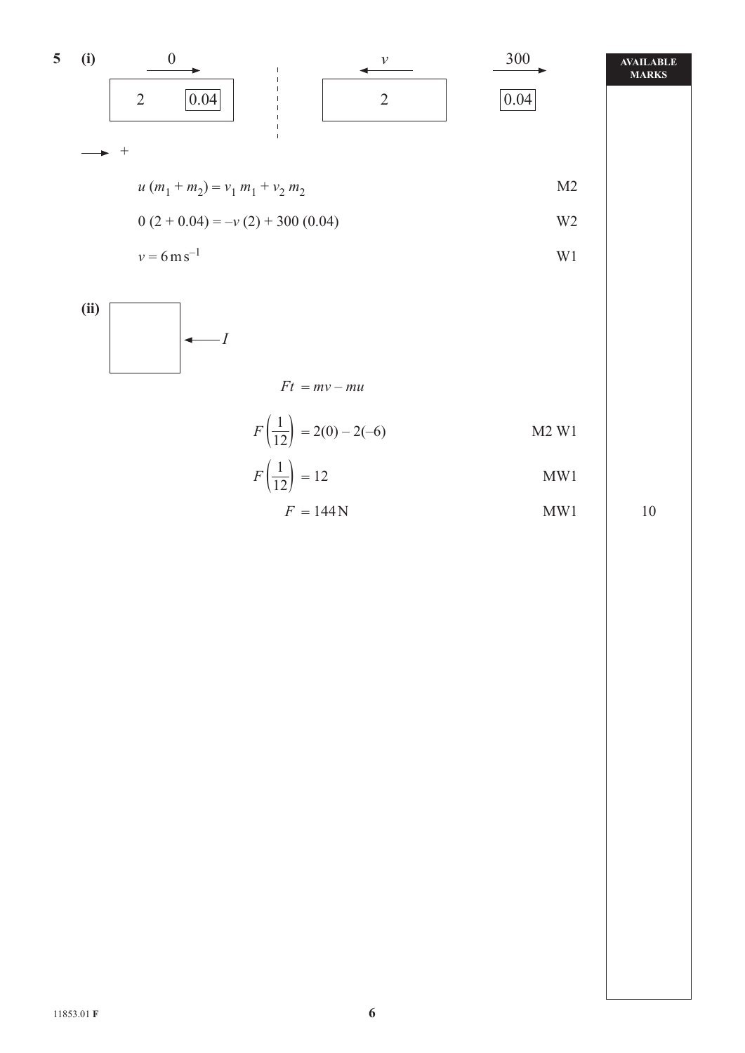**5 (i)**

Before: velocity 0 (→); masses 2 and 0.04 together.

After: mass 2 with velocity $v$ (←); mass 0.04 with velocity 300 (→).

→ +

| | | AVAILABLE MARKS |
|---|---|---|
| $u\,(m_1 + m_2) = v_1\,m_1 + v_2\,m_2$ | M2 | |
| $0\,(2 + 0.04) = -v\,(2) + 300\,(0.04)$ | W2 | |
| $v = 6\,\text{m}\,\text{s}^{-1}$ | W1 | |

**(ii)** (diagram: block with impulse $I$ acting ←)

| | | AVAILABLE MARKS |
|---|---|---|
| $Ft = mv - mu$ | | |
| $F\left(\frac{1}{12}\right) = 2(0) - 2(-6)$ | M2 W1 | |
| $F\left(\frac{1}{12}\right) = 12$ | MW1 | |
| $F = 144\,\text{N}$ | MW1 | 10 |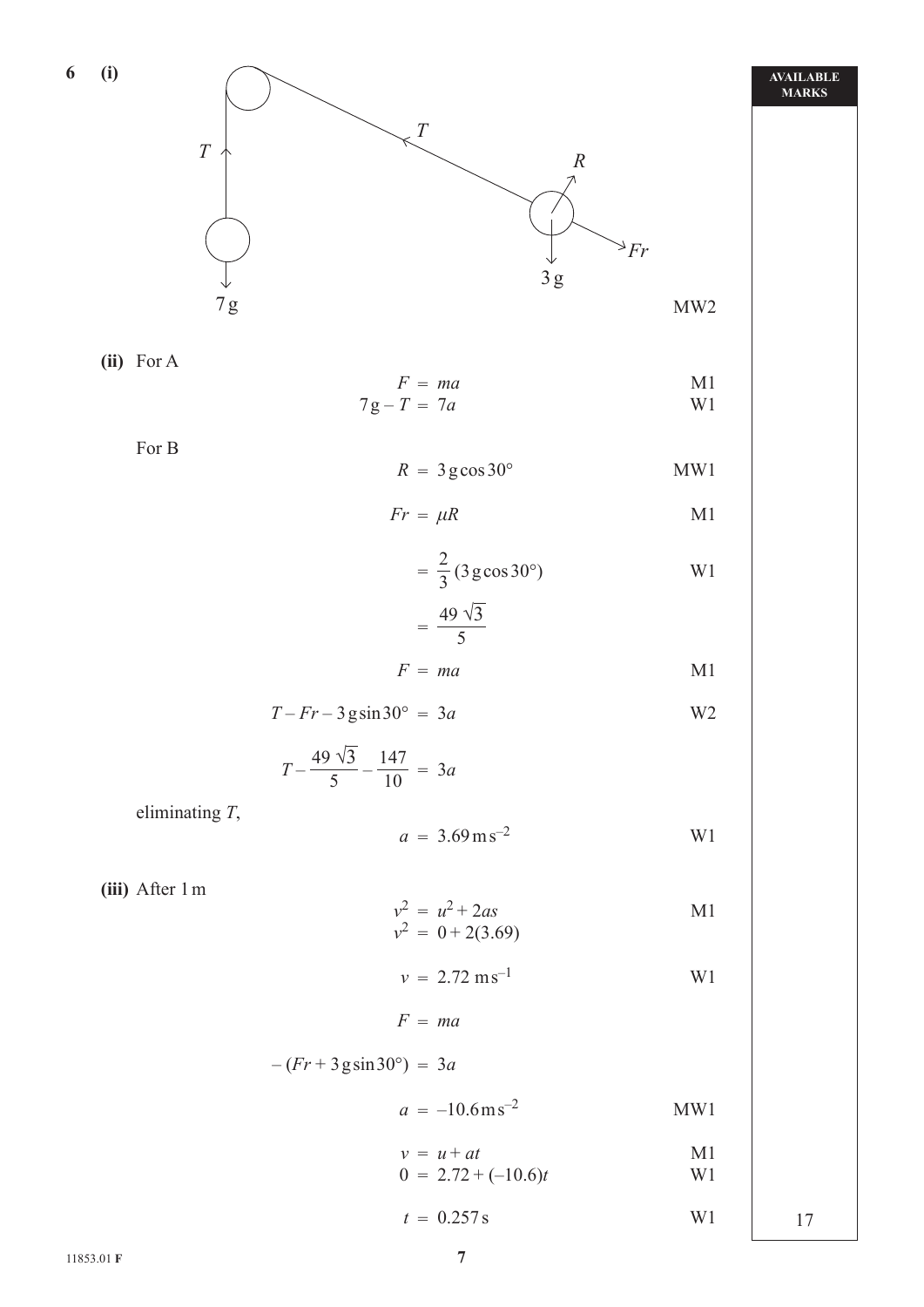**6 (i)**

T, T, R, Fr, 7g, 3g — MW2

**(ii)** For A

$$F = ma \qquad \text{M1}$$
$$7g - T = 7a \qquad \text{W1}$$

For B

$$R = 3g\cos 30° \qquad \text{MW1}$$

$$Fr = \mu R \qquad \text{M1}$$

$$= \frac{2}{3}(3g\cos 30°) \qquad \text{W1}$$

$$= \frac{49\sqrt{3}}{5}$$

$$F = ma \qquad \text{M1}$$

$$T - Fr - 3g\sin 30° = 3a \qquad \text{W2}$$

$$T - \frac{49\sqrt{3}}{5} - \frac{147}{10} = 3a$$

eliminating $T$,

$$a = 3.69\,\text{m}\,\text{s}^{-2} \qquad \text{W1}$$

**(iii)** After 1 m

$$v^2 = u^2 + 2as \qquad \text{M1}$$
$$v^2 = 0 + 2(3.69)$$

$$v = 2.72\,\text{m}\,\text{s}^{-1} \qquad \text{W1}$$

$$F = ma$$

$$-(Fr + 3g\sin 30°) = 3a$$

$$a = -10.6\,\text{m}\,\text{s}^{-2} \qquad \text{MW1}$$

$$v = u + at \qquad \text{M1}$$
$$0 = 2.72 + (-10.6)t \qquad \text{W1}$$

$$t = 0.257\,\text{s} \qquad \text{W1}$$

AVAILABLE MARKS: 17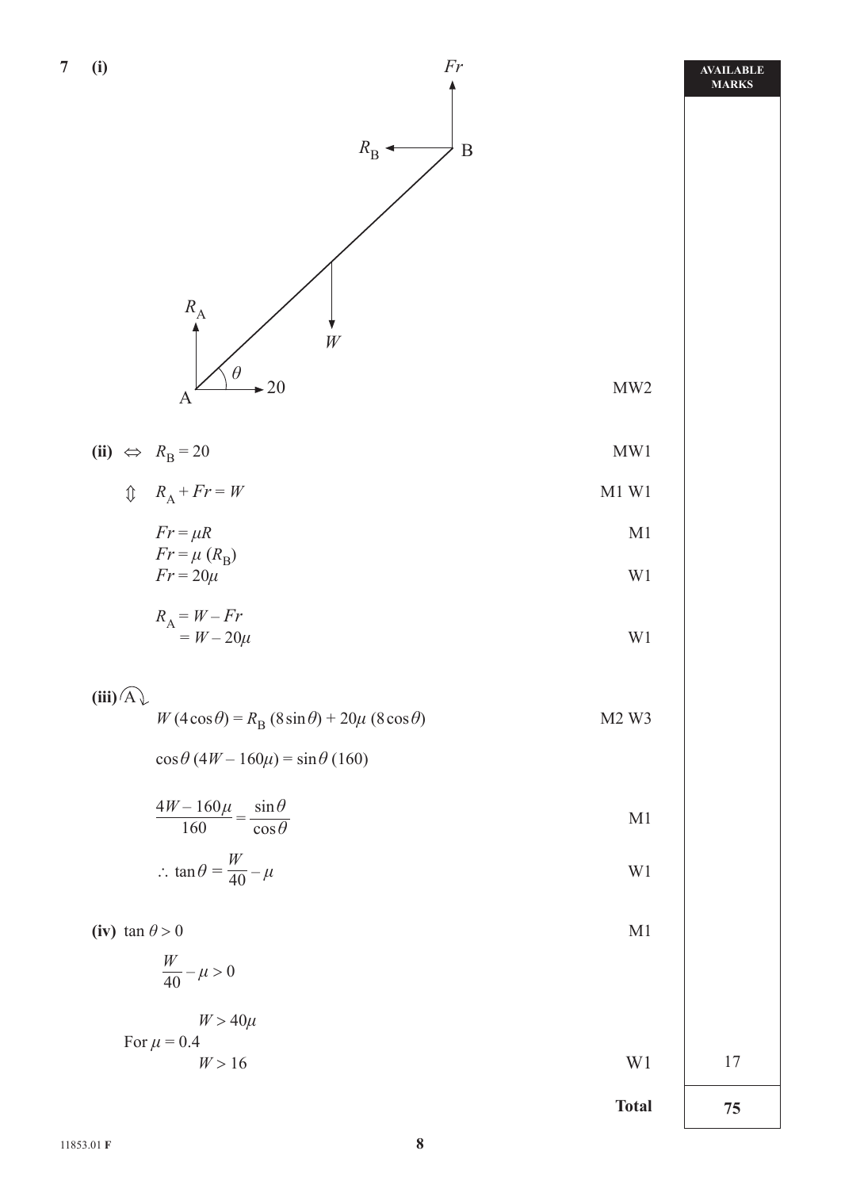**7 (i)**

$Fr$

$R_B$ B

$R_A$

$W$

$\theta$

A 20

MW2

**(ii)** $\Leftrightarrow$ $R_B = 20$ MW1

$\Updownarrow$ $R_A + Fr = W$ M1 W1

$Fr = \mu R$ M1

$Fr = \mu(R_B)$

$Fr = 20\mu$ W1

$R_A = W - Fr$

$= W - 20\mu$ W1

**(iii)** $\overset{\frown}{A}$

$W(4\cos\theta) = R_B(8\sin\theta) + 20\mu(8\cos\theta)$ M2 W3

$\cos\theta(4W - 160\mu) = \sin\theta(160)$

$$\frac{4W - 160\mu}{160} = \frac{\sin\theta}{\cos\theta}$$ M1

$$\therefore \tan\theta = \frac{W}{40} - \mu$$ W1

**(iv)** $\tan\theta > 0$ M1

$$\frac{W}{40} - \mu > 0$$

$W > 40\mu$

For $\mu = 0.4$

$W > 16$ W1

AVAILABLE MARKS: 17

**Total** 75